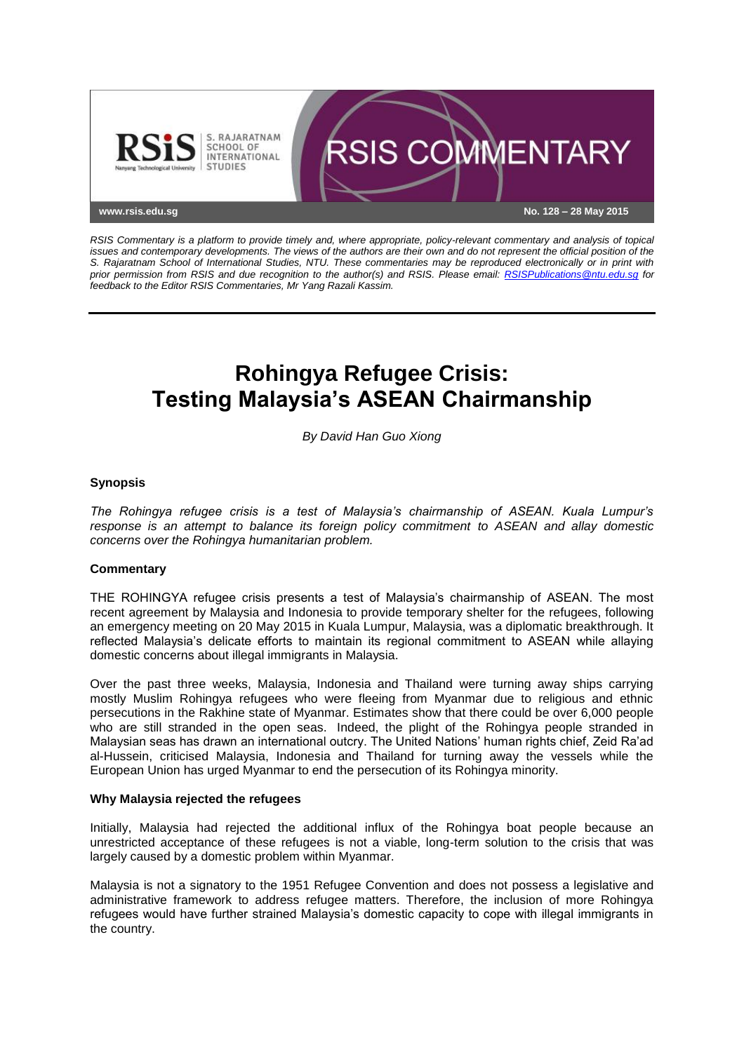RSIS Commentary

www.rsis.edu.sg

No. 128 – 28 May 2015

*RSIS Commentary is a platform to provide timely and, where appropriate, policy-relevant commentary and analysis of topical issues and contemporary developments. The views of the authors are their own and do not represent the official position of the S. Rajaratnam School of International Studies, NTU. These commentaries may be reproduced electronically or in print with prior permission from RSIS and due recognition to the author(s) and RSIS. Please email: RSISPublications@ntu.edu.sg for feedback to the Editor RSIS Commentaries, Mr Yang Razali Kassim.*

# Rohingya Refugee Crisis: Testing Malaysia's ASEAN Chairmanship

*By David Han Guo Xiong*

## Synopsis

*The Rohingya refugee crisis is a test of Malaysia's chairmanship of ASEAN. Kuala Lumpur's response is an attempt to balance its foreign policy commitment to ASEAN and allay domestic concerns over the Rohingya humanitarian problem.*

## Commentary

THE ROHINGYA refugee crisis presents a test of Malaysia's chairmanship of ASEAN. The most recent agreement by Malaysia and Indonesia to provide temporary shelter for the refugees, following an emergency meeting on 20 May 2015 in Kuala Lumpur, Malaysia, was a diplomatic breakthrough. It reflected Malaysia's delicate efforts to maintain its regional commitment to ASEAN while allaying domestic concerns about illegal immigrants in Malaysia.

Over the past three weeks, Malaysia, Indonesia and Thailand were turning away ships carrying mostly Muslim Rohingya refugees who were fleeing from Myanmar due to religious and ethnic persecutions in the Rakhine state of Myanmar. Estimates show that there could be over 6,000 people who are still stranded in the open seas. Indeed, the plight of the Rohingya people stranded in Malaysian seas has drawn an international outcry. The United Nations' human rights chief, Zeid Ra'ad al-Hussein, criticised Malaysia, Indonesia and Thailand for turning away the vessels while the European Union has urged Myanmar to end the persecution of its Rohingya minority.

### Why Malaysia rejected the refugees

Initially, Malaysia had rejected the additional influx of the Rohingya boat people because an unrestricted acceptance of these refugees is not a viable, long-term solution to the crisis that was largely caused by a domestic problem within Myanmar.

Malaysia is not a signatory to the 1951 Refugee Convention and does not possess a legislative and administrative framework to address refugee matters. Therefore, the inclusion of more Rohingya refugees would have further strained Malaysia's domestic capacity to cope with illegal immigrants in the country.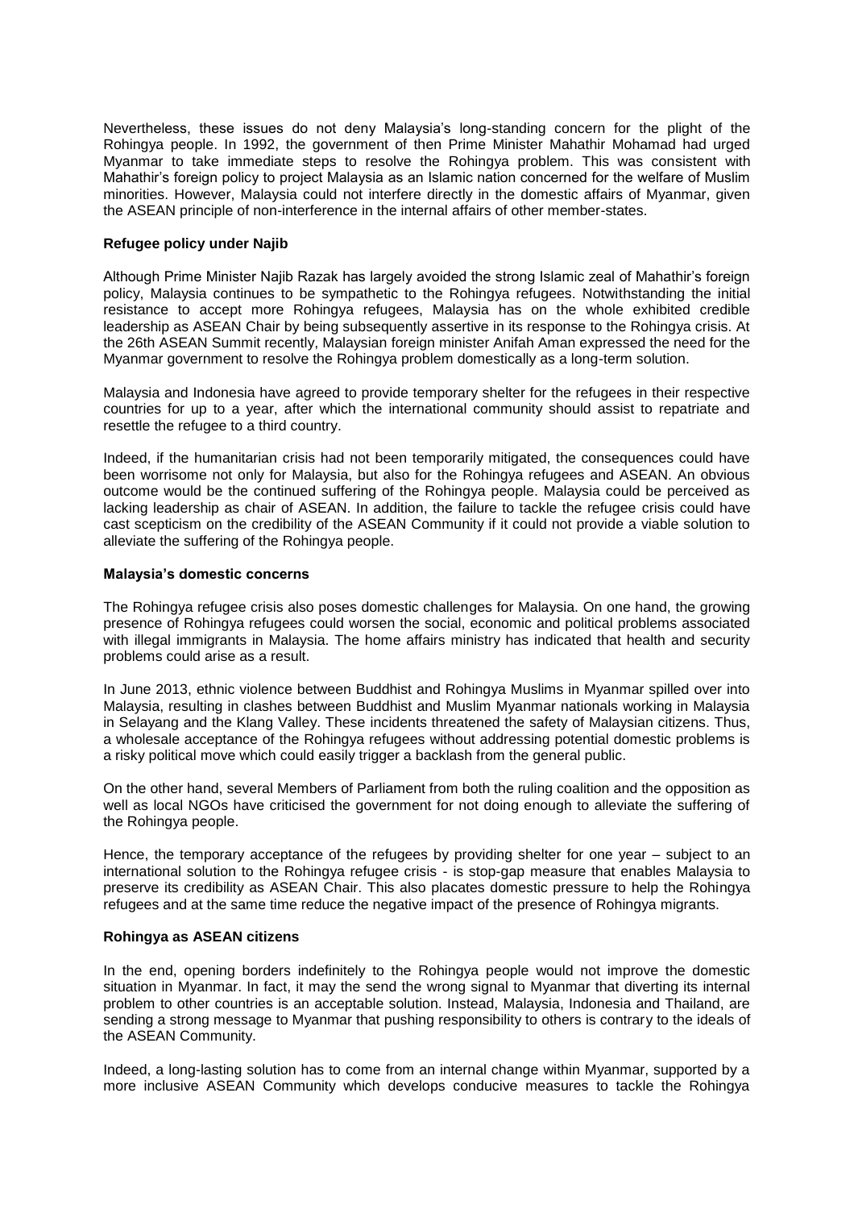Nevertheless, these issues do not deny Malaysia's long-standing concern for the plight of the Rohingya people. In 1992, the government of then Prime Minister Mahathir Mohamad had urged Myanmar to take immediate steps to resolve the Rohingya problem. This was consistent with Mahathir's foreign policy to project Malaysia as an Islamic nation concerned for the welfare of Muslim minorities. However, Malaysia could not interfere directly in the domestic affairs of Myanmar, given the ASEAN principle of non-interference in the internal affairs of other member-states.

**Refugee policy under Najib**

Although Prime Minister Najib Razak has largely avoided the strong Islamic zeal of Mahathir's foreign policy, Malaysia continues to be sympathetic to the Rohingya refugees. Notwithstanding the initial resistance to accept more Rohingya refugees, Malaysia has on the whole exhibited credible leadership as ASEAN Chair by being subsequently assertive in its response to the Rohingya crisis. At the 26th ASEAN Summit recently, Malaysian foreign minister Anifah Aman expressed the need for the Myanmar government to resolve the Rohingya problem domestically as a long-term solution.

Malaysia and Indonesia have agreed to provide temporary shelter for the refugees in their respective countries for up to a year, after which the international community should assist to repatriate and resettle the refugee to a third country.

Indeed, if the humanitarian crisis had not been temporarily mitigated, the consequences could have been worrisome not only for Malaysia, but also for the Rohingya refugees and ASEAN. An obvious outcome would be the continued suffering of the Rohingya people. Malaysia could be perceived as lacking leadership as chair of ASEAN. In addition, the failure to tackle the refugee crisis could have cast scepticism on the credibility of the ASEAN Community if it could not provide a viable solution to alleviate the suffering of the Rohingya people.

**Malaysia's domestic concerns**

The Rohingya refugee crisis also poses domestic challenges for Malaysia. On one hand, the growing presence of Rohingya refugees could worsen the social, economic and political problems associated with illegal immigrants in Malaysia. The home affairs ministry has indicated that health and security problems could arise as a result.

In June 2013, ethnic violence between Buddhist and Rohingya Muslims in Myanmar spilled over into Malaysia, resulting in clashes between Buddhist and Muslim Myanmar nationals working in Malaysia in Selayang and the Klang Valley. These incidents threatened the safety of Malaysian citizens. Thus, a wholesale acceptance of the Rohingya refugees without addressing potential domestic problems is a risky political move which could easily trigger a backlash from the general public.

On the other hand, several Members of Parliament from both the ruling coalition and the opposition as well as local NGOs have criticised the government for not doing enough to alleviate the suffering of the Rohingya people.

Hence, the temporary acceptance of the refugees by providing shelter for one year – subject to an international solution to the Rohingya refugee crisis - is stop-gap measure that enables Malaysia to preserve its credibility as ASEAN Chair. This also placates domestic pressure to help the Rohingya refugees and at the same time reduce the negative impact of the presence of Rohingya migrants.

**Rohingya as ASEAN citizens**

In the end, opening borders indefinitely to the Rohingya people would not improve the domestic situation in Myanmar. In fact, it may the send the wrong signal to Myanmar that diverting its internal problem to other countries is an acceptable solution. Instead, Malaysia, Indonesia and Thailand, are sending a strong message to Myanmar that pushing responsibility to others is contrary to the ideals of the ASEAN Community.

Indeed, a long-lasting solution has to come from an internal change within Myanmar, supported by a more inclusive ASEAN Community which develops conducive measures to tackle the Rohingya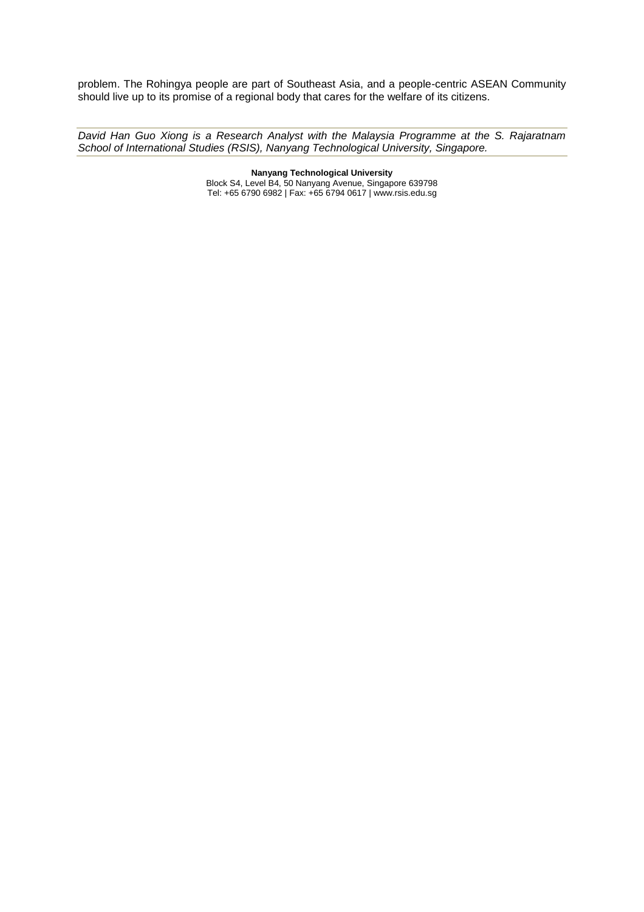problem. The Rohingya people are part of Southeast Asia, and a people-centric ASEAN Community should live up to its promise of a regional body that cares for the welfare of its citizens.

---

*David Han Guo Xiong is a Research Analyst with the Malaysia Programme at the S. Rajaratnam School of International Studies (RSIS), Nanyang Technological University, Singapore.*

---

**Nanyang Technological University**
Block S4, Level B4, 50 Nanyang Avenue, Singapore 639798
Tel: +65 6790 6982 | Fax: +65 6794 0617 | www.rsis.edu.sg